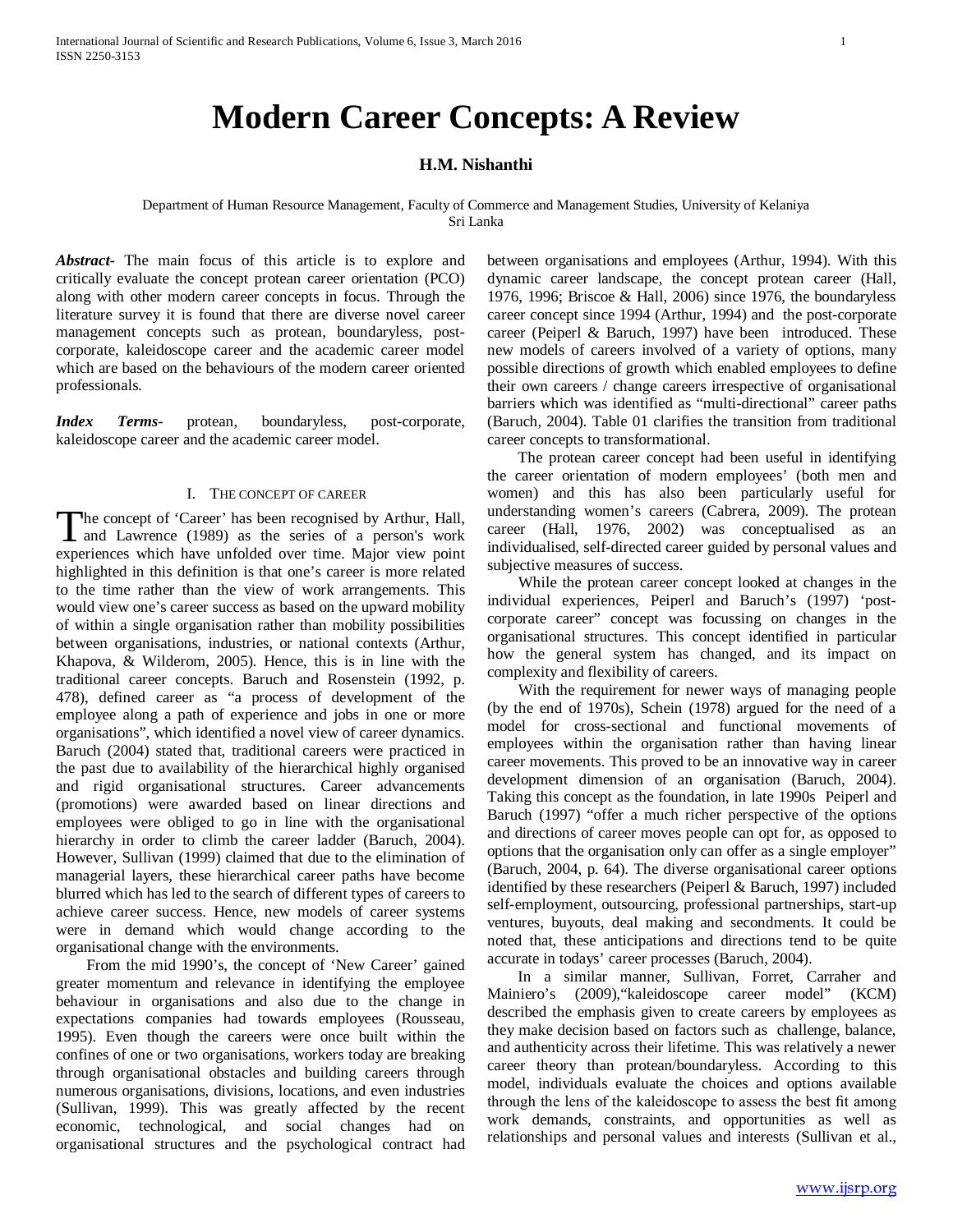# Modern Career Concepts: A Review

**H.M. Nishanthi**

Department of Human Resource Management, Faculty of Commerce and Management Studies, University of Kelaniya
Sri Lanka

***Abstract-*** The main focus of this article is to explore and critically evaluate the concept protean career orientation (PCO) along with other modern career concepts in focus. Through the literature survey it is found that there are diverse novel career management concepts such as protean, boundaryless, post-corporate, kaleidoscope career and the academic career model which are based on the behaviours of the modern career oriented professionals.

***Index Terms-*** protean, boundaryless, post-corporate, kaleidoscope career and the academic career model.

## I. The Concept of Career

The concept of 'Career' has been recognised by Arthur, Hall, and Lawrence (1989) as the series of a person's work experiences which have unfolded over time. Major view point highlighted in this definition is that one's career is more related to the time rather than the view of work arrangements. This would view one's career success as based on the upward mobility of within a single organisation rather than mobility possibilities between organisations, industries, or national contexts (Arthur, Khapova, & Wilderom, 2005). Hence, this is in line with the traditional career concepts. Baruch and Rosenstein (1992, p. 478), defined career as "a process of development of the employee along a path of experience and jobs in one or more organisations", which identified a novel view of career dynamics. Baruch (2004) stated that, traditional careers were practiced in the past due to availability of the hierarchical highly organised and rigid organisational structures. Career advancements (promotions) were awarded based on linear directions and employees were obliged to go in line with the organisational hierarchy in order to climb the career ladder (Baruch, 2004). However, Sullivan (1999) claimed that due to the elimination of managerial layers, these hierarchical career paths have become blurred which has led to the search of different types of careers to achieve career success. Hence, new models of career systems were in demand which would change according to the organisational change with the environments.

From the mid 1990's, the concept of 'New Career' gained greater momentum and relevance in identifying the employee behaviour in organisations and also due to the change in expectations companies had towards employees (Rousseau, 1995). Even though the careers were once built within the confines of one or two organisations, workers today are breaking through organisational obstacles and building careers through numerous organisations, divisions, locations, and even industries (Sullivan, 1999). This was greatly affected by the recent economic, technological, and social changes had on organisational structures and the psychological contract had between organisations and employees (Arthur, 1994). With this dynamic career landscape, the concept protean career (Hall, 1976, 1996; Briscoe & Hall, 2006) since 1976, the boundaryless career concept since 1994 (Arthur, 1994) and the post-corporate career (Peiperl & Baruch, 1997) have been introduced. These new models of careers involved of a variety of options, many possible directions of growth which enabled employees to define their own careers / change careers irrespective of organisational barriers which was identified as "multi-directional" career paths (Baruch, 2004). Table 01 clarifies the transition from traditional career concepts to transformational.

The protean career concept had been useful in identifying the career orientation of modern employees' (both men and women) and this has also been particularly useful for understanding women's careers (Cabrera, 2009). The protean career (Hall, 1976, 2002) was conceptualised as an individualised, self-directed career guided by personal values and subjective measures of success.

While the protean career concept looked at changes in the individual experiences, Peiperl and Baruch's (1997) 'post-corporate career" concept was focussing on changes in the organisational structures. This concept identified in particular how the general system has changed, and its impact on complexity and flexibility of careers.

With the requirement for newer ways of managing people (by the end of 1970s), Schein (1978) argued for the need of a model for cross-sectional and functional movements of employees within the organisation rather than having linear career movements. This proved to be an innovative way in career development dimension of an organisation (Baruch, 2004). Taking this concept as the foundation, in late 1990s Peiperl and Baruch (1997) "offer a much richer perspective of the options and directions of career moves people can opt for, as opposed to options that the organisation only can offer as a single employer" (Baruch, 2004, p. 64). The diverse organisational career options identified by these researchers (Peiperl & Baruch, 1997) included self-employment, outsourcing, professional partnerships, start-up ventures, buyouts, deal making and secondments. It could be noted that, these anticipations and directions tend to be quite accurate in todays' career processes (Baruch, 2004).

In a similar manner, Sullivan, Forret, Carraher and Mainiero's (2009),"kaleidoscope career model" (KCM) described the emphasis given to create careers by employees as they make decision based on factors such as challenge, balance, and authenticity across their lifetime. This was relatively a newer career theory than protean/boundaryless. According to this model, individuals evaluate the choices and options available through the lens of the kaleidoscope to assess the best fit among work demands, constraints, and opportunities as well as relationships and personal values and interests (Sullivan et al.,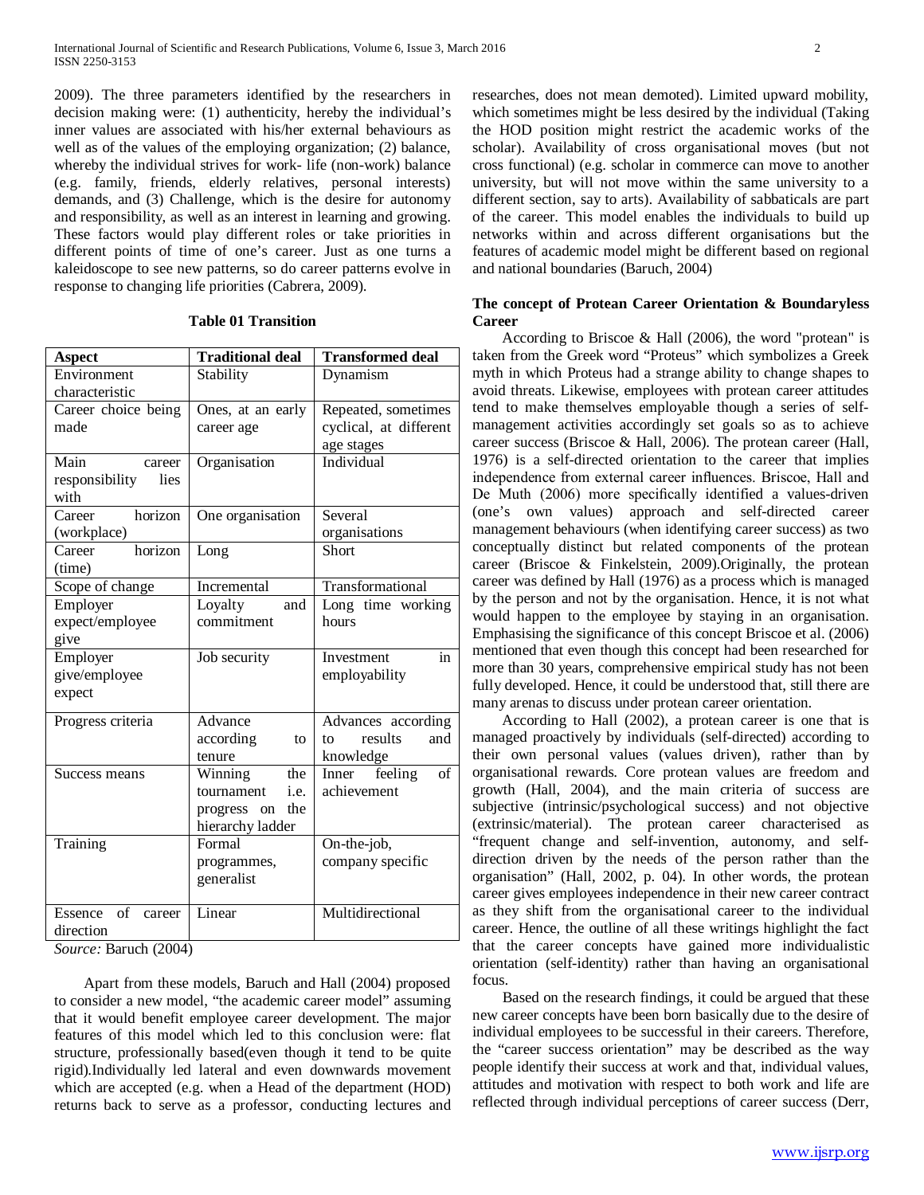2009). The three parameters identified by the researchers in decision making were: (1) authenticity, hereby the individual's inner values are associated with his/her external behaviours as well as of the values of the employing organization; (2) balance, whereby the individual strives for work- life (non-work) balance (e.g. family, friends, elderly relatives, personal interests) demands, and (3) Challenge, which is the desire for autonomy and responsibility, as well as an interest in learning and growing. These factors would play different roles or take priorities in different points of time of one's career. Just as one turns a kaleidoscope to see new patterns, so do career patterns evolve in response to changing life priorities (Cabrera, 2009).

**Table 01 Transition**

| Aspect | Traditional deal | Transformed deal |
|---|---|---|
| Environment characteristic | Stability | Dynamism |
| Career choice being made | Ones, at an early career age | Repeated, sometimes cyclical, at different age stages |
| Main career responsibility lies with | Organisation | Individual |
| Career horizon (workplace) | One organisation | Several organisations |
| Career horizon (time) | Long | Short |
| Scope of change | Incremental | Transformational |
| Employer expect/employee give | Loyalty and commitment | Long time working hours |
| Employer give/employee expect | Job security | Investment in employability |
| Progress criteria | Advance according to tenure | Advances according to results and knowledge |
| Success means | Winning the tournament i.e. progress on the hierarchy ladder | Inner feeling of achievement |
| Training | Formal programmes, generalist | On-the-job, company specific |
| Essence of career direction | Linear | Multidirectional |

*Source:* Baruch (2004)

Apart from these models, Baruch and Hall (2004) proposed to consider a new model, "the academic career model" assuming that it would benefit employee career development. The major features of this model which led to this conclusion were: flat structure, professionally based(even though it tend to be quite rigid).Individually led lateral and even downwards movement which are accepted (e.g. when a Head of the department (HOD) returns back to serve as a professor, conducting lectures and researches, does not mean demoted). Limited upward mobility, which sometimes might be less desired by the individual (Taking the HOD position might restrict the academic works of the scholar). Availability of cross organisational moves (but not cross functional) (e.g. scholar in commerce can move to another university, but will not move within the same university to a different section, say to arts). Availability of sabbaticals are part of the career. This model enables the individuals to build up networks within and across different organisations but the features of academic model might be different based on regional and national boundaries (Baruch, 2004)

**The concept of Protean Career Orientation & Boundaryless Career**

According to Briscoe & Hall (2006), the word "protean" is taken from the Greek word "Proteus" which symbolizes a Greek myth in which Proteus had a strange ability to change shapes to avoid threats. Likewise, employees with protean career attitudes tend to make themselves employable though a series of self-management activities accordingly set goals so as to achieve career success (Briscoe & Hall, 2006). The protean career (Hall, 1976) is a self-directed orientation to the career that implies independence from external career influences. Briscoe, Hall and De Muth (2006) more specifically identified a values-driven (one's own values) approach and self-directed career management behaviours (when identifying career success) as two conceptually distinct but related components of the protean career (Briscoe & Finkelstein, 2009).Originally, the protean career was defined by Hall (1976) as a process which is managed by the person and not by the organisation. Hence, it is not what would happen to the employee by staying in an organisation. Emphasising the significance of this concept Briscoe et al. (2006) mentioned that even though this concept had been researched for more than 30 years, comprehensive empirical study has not been fully developed. Hence, it could be understood that, still there are many arenas to discuss under protean career orientation.

According to Hall (2002), a protean career is one that is managed proactively by individuals (self-directed) according to their own personal values (values driven), rather than by organisational rewards. Core protean values are freedom and growth (Hall, 2004), and the main criteria of success are subjective (intrinsic/psychological success) and not objective (extrinsic/material). The protean career characterised as "frequent change and self-invention, autonomy, and self-direction driven by the needs of the person rather than the organisation" (Hall, 2002, p. 04). In other words, the protean career gives employees independence in their new career contract as they shift from the organisational career to the individual career. Hence, the outline of all these writings highlight the fact that the career concepts have gained more individualistic orientation (self-identity) rather than having an organisational focus.

Based on the research findings, it could be argued that these new career concepts have been born basically due to the desire of individual employees to be successful in their careers. Therefore, the "career success orientation" may be described as the way people identify their success at work and that, individual values, attitudes and motivation with respect to both work and life are reflected through individual perceptions of career success (Derr,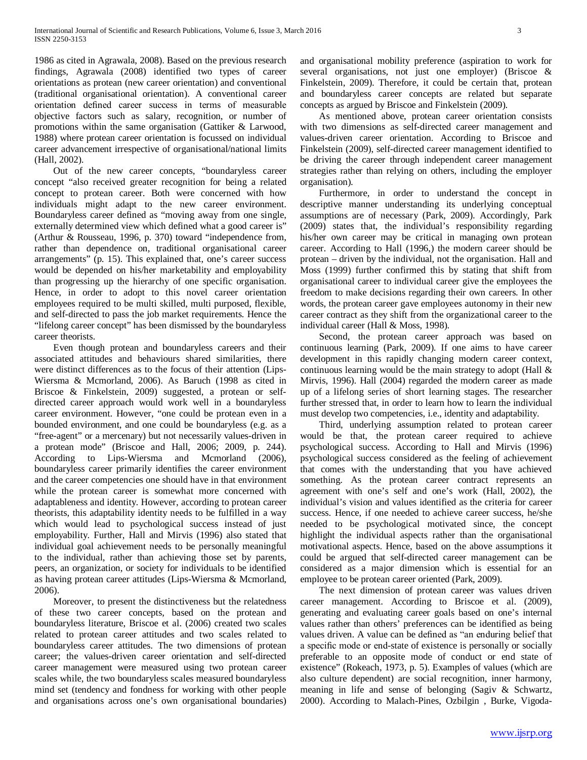1986 as cited in Agrawala, 2008). Based on the previous research findings, Agrawala (2008) identified two types of career orientations as protean (new career orientation) and conventional (traditional organisational orientation). A conventional career orientation defined career success in terms of measurable objective factors such as salary, recognition, or number of promotions within the same organisation (Gattiker & Larwood, 1988) where protean career orientation is focussed on individual career advancement irrespective of organisational/national limits (Hall, 2002).

Out of the new career concepts, "boundaryless career concept "also received greater recognition for being a related concept to protean career. Both were concerned with how individuals might adapt to the new career environment. Boundaryless career defined as "moving away from one single, externally determined view which defined what a good career is" (Arthur & Rousseau, 1996, p. 370) toward "independence from, rather than dependence on, traditional organisational career arrangements" (p. 15). This explained that, one's career success would be depended on his/her marketability and employability than progressing up the hierarchy of one specific organisation. Hence, in order to adopt to this novel career orientation employees required to be multi skilled, multi purposed, flexible, and self-directed to pass the job market requirements. Hence the "lifelong career concept" has been dismissed by the boundaryless career theorists.

Even though protean and boundaryless careers and their associated attitudes and behaviours shared similarities, there were distinct differences as to the focus of their attention (Lips-Wiersma & Mcmorland, 2006). As Baruch (1998 as cited in Briscoe & Finkelstein, 2009) suggested, a protean or self-directed career approach would work well in a boundaryless career environment. However, "one could be protean even in a bounded environment, and one could be boundaryless (e.g. as a "free-agent" or a mercenary) but not necessarily values-driven in a protean mode" (Briscoe and Hall, 2006; 2009, p. 244). According to Lips-Wiersma and Mcmorland (2006), boundaryless career primarily identifies the career environment and the career competencies one should have in that environment while the protean career is somewhat more concerned with adaptableness and identity. However, according to protean career theorists, this adaptability identity needs to be fulfilled in a way which would lead to psychological success instead of just employability. Further, Hall and Mirvis (1996) also stated that individual goal achievement needs to be personally meaningful to the individual, rather than achieving those set by parents, peers, an organization, or society for individuals to be identified as having protean career attitudes (Lips-Wiersma & Mcmorland, 2006).

Moreover, to present the distinctiveness but the relatedness of these two career concepts, based on the protean and boundaryless literature, Briscoe et al. (2006) created two scales related to protean career attitudes and two scales related to boundaryless career attitudes. The two dimensions of protean career; the values-driven career orientation and self-directed career management were measured using two protean career scales while, the two boundaryless scales measured boundaryless mind set (tendency and fondness for working with other people and organisations across one's own organisational boundaries) and organisational mobility preference (aspiration to work for several organisations, not just one employer) (Briscoe & Finkelstein, 2009). Therefore, it could be certain that, protean and boundaryless career concepts are related but separate concepts as argued by Briscoe and Finkelstein (2009).

As mentioned above, protean career orientation consists with two dimensions as self-directed career management and values-driven career orientation. According to Briscoe and Finkelstein (2009), self-directed career management identified to be driving the career through independent career management strategies rather than relying on others, including the employer organisation).

Furthermore, in order to understand the concept in descriptive manner understanding its underlying conceptual assumptions are of necessary (Park, 2009). Accordingly, Park (2009) states that, the individual's responsibility regarding his/her own career may be critical in managing own protean career. According to Hall (1996,) the modern career should be protean – driven by the individual, not the organisation. Hall and Moss (1999) further confirmed this by stating that shift from organisational career to individual career give the employees the freedom to make decisions regarding their own careers. In other words, the protean career gave employees autonomy in their new career contract as they shift from the organizational career to the individual career (Hall & Moss, 1998).

Second, the protean career approach was based on continuous learning (Park, 2009). If one aims to have career development in this rapidly changing modern career context, continuous learning would be the main strategy to adopt (Hall & Mirvis, 1996). Hall (2004) regarded the modern career as made up of a lifelong series of short learning stages. The researcher further stressed that, in order to learn how to learn the individual must develop two competencies, i.e., identity and adaptability.

Third, underlying assumption related to protean career would be that, the protean career required to achieve psychological success. According to Hall and Mirvis (1996) psychological success considered as the feeling of achievement that comes with the understanding that you have achieved something. As the protean career contract represents an agreement with one's self and one's work (Hall, 2002), the individual's vision and values identified as the criteria for career success. Hence, if one needed to achieve career success, he/she needed to be psychological motivated since, the concept highlight the individual aspects rather than the organisational motivational aspects. Hence, based on the above assumptions it could be argued that self-directed career management can be considered as a major dimension which is essential for an employee to be protean career oriented (Park, 2009).

The next dimension of protean career was values driven career management. According to Briscoe et al. (2009), generating and evaluating career goals based on one's internal values rather than others' preferences can be identified as being values driven. A value can be defined as "an enduring belief that a specific mode or end-state of existence is personally or socially preferable to an opposite mode of conduct or end state of existence" (Rokeach, 1973, p. 5). Examples of values (which are also culture dependent) are social recognition, inner harmony, meaning in life and sense of belonging (Sagiv & Schwartz, 2000). According to Malach-Pines, Ozbilgin , Burke, Vigoda-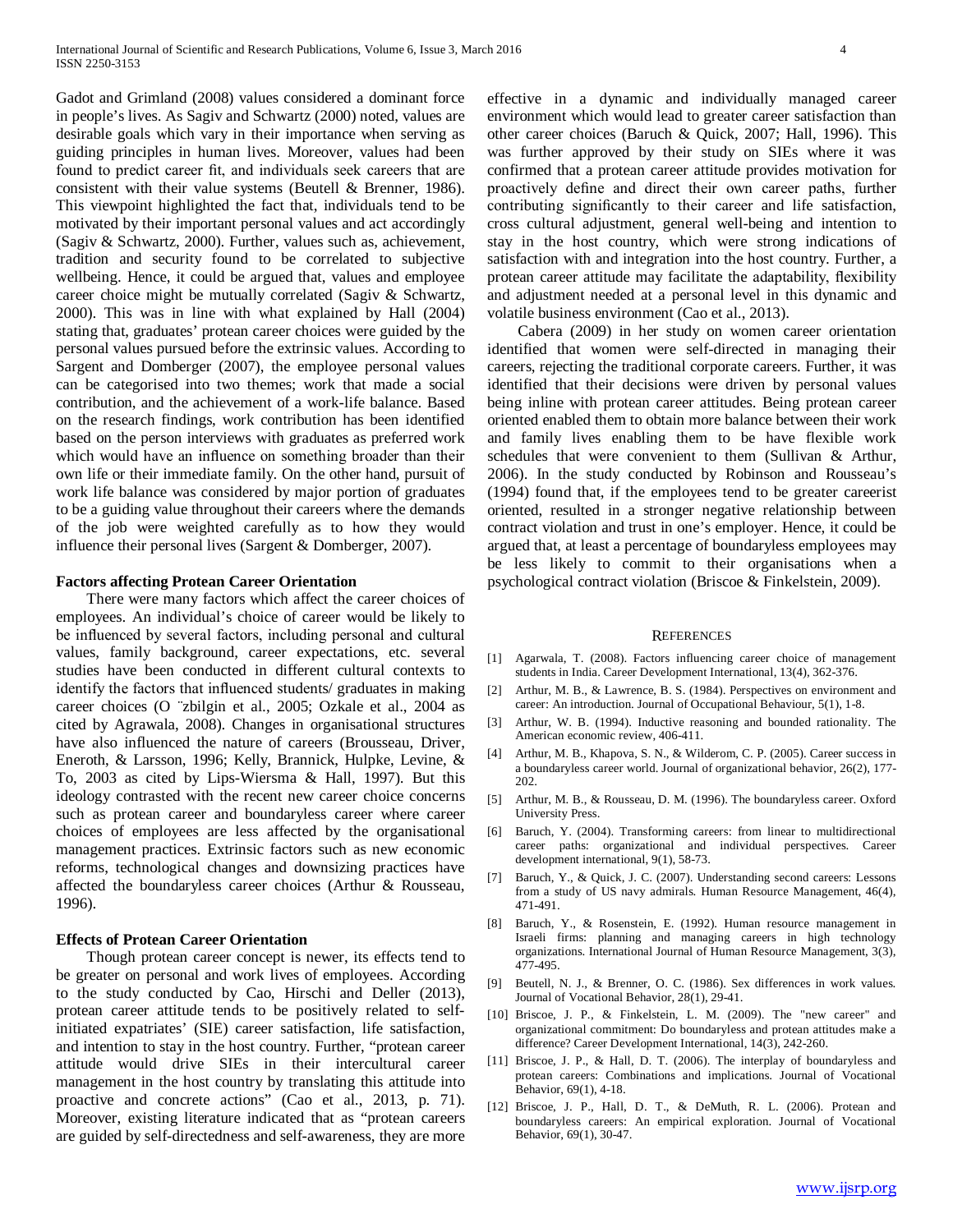Gadot and Grimland (2008) values considered a dominant force in people's lives. As Sagiv and Schwartz (2000) noted, values are desirable goals which vary in their importance when serving as guiding principles in human lives. Moreover, values had been found to predict career fit, and individuals seek careers that are consistent with their value systems (Beutell & Brenner, 1986). This viewpoint highlighted the fact that, individuals tend to be motivated by their important personal values and act accordingly (Sagiv & Schwartz, 2000). Further, values such as, achievement, tradition and security found to be correlated to subjective wellbeing. Hence, it could be argued that, values and employee career choice might be mutually correlated (Sagiv & Schwartz, 2000). This was in line with what explained by Hall (2004) stating that, graduates' protean career choices were guided by the personal values pursued before the extrinsic values. According to Sargent and Domberger (2007), the employee personal values can be categorised into two themes; work that made a social contribution, and the achievement of a work-life balance. Based on the research findings, work contribution has been identified based on the person interviews with graduates as preferred work which would have an influence on something broader than their own life or their immediate family. On the other hand, pursuit of work life balance was considered by major portion of graduates to be a guiding value throughout their careers where the demands of the job were weighted carefully as to how they would influence their personal lives (Sargent & Domberger, 2007).

**Factors affecting Protean Career Orientation**

There were many factors which affect the career choices of employees. An individual's choice of career would be likely to be influenced by several factors, including personal and cultural values, family background, career expectations, etc. several studies have been conducted in different cultural contexts to identify the factors that influenced students/ graduates in making career choices (O ¨zbilgin et al., 2005; Ozkale et al., 2004 as cited by Agrawala, 2008). Changes in organisational structures have also influenced the nature of careers (Brousseau, Driver, Eneroth, & Larsson, 1996; Kelly, Brannick, Hulpke, Levine, & To, 2003 as cited by Lips-Wiersma & Hall, 1997). But this ideology contrasted with the recent new career choice concerns such as protean career and boundaryless career where career choices of employees are less affected by the organisational management practices. Extrinsic factors such as new economic reforms, technological changes and downsizing practices have affected the boundaryless career choices (Arthur & Rousseau, 1996).

**Effects of Protean Career Orientation**

Though protean career concept is newer, its effects tend to be greater on personal and work lives of employees. According to the study conducted by Cao, Hirschi and Deller (2013), protean career attitude tends to be positively related to self-initiated expatriates' (SIE) career satisfaction, life satisfaction, and intention to stay in the host country. Further, "protean career attitude would drive SIEs in their intercultural career management in the host country by translating this attitude into proactive and concrete actions" (Cao et al., 2013, p. 71). Moreover, existing literature indicated that as "protean careers are guided by self-directedness and self-awareness, they are more effective in a dynamic and individually managed career environment which would lead to greater career satisfaction than other career choices (Baruch & Quick, 2007; Hall, 1996). This was further approved by their study on SIEs where it was confirmed that a protean career attitude provides motivation for proactively define and direct their own career paths, further contributing significantly to their career and life satisfaction, cross cultural adjustment, general well-being and intention to stay in the host country, which were strong indications of satisfaction with and integration into the host country. Further, a protean career attitude may facilitate the adaptability, flexibility and adjustment needed at a personal level in this dynamic and volatile business environment (Cao et al., 2013).

Cabera (2009) in her study on women career orientation identified that women were self-directed in managing their careers, rejecting the traditional corporate careers. Further, it was identified that their decisions were driven by personal values being inline with protean career attitudes. Being protean career oriented enabled them to obtain more balance between their work and family lives enabling them to be have flexible work schedules that were convenient to them (Sullivan & Arthur, 2006). In the study conducted by Robinson and Rousseau's (1994) found that, if the employees tend to be greater careerist oriented, resulted in a stronger negative relationship between contract violation and trust in one's employer. Hence, it could be argued that, at least a percentage of boundaryless employees may be less likely to commit to their organisations when a psychological contract violation (Briscoe & Finkelstein, 2009).

## References

[1] Agarwala, T. (2008). Factors influencing career choice of management students in India. Career Development International, 13(4), 362-376.

[2] Arthur, M. B., & Lawrence, B. S. (1984). Perspectives on environment and career: An introduction. Journal of Occupational Behaviour, 5(1), 1-8.

[3] Arthur, W. B. (1994). Inductive reasoning and bounded rationality. The American economic review, 406-411.

[4] Arthur, M. B., Khapova, S. N., & Wilderom, C. P. (2005). Career success in a boundaryless career world. Journal of organizational behavior, 26(2), 177-202.

[5] Arthur, M. B., & Rousseau, D. M. (1996). The boundaryless career. Oxford University Press.

[6] Baruch, Y. (2004). Transforming careers: from linear to multidirectional career paths: organizational and individual perspectives. Career development international, 9(1), 58-73.

[7] Baruch, Y., & Quick, J. C. (2007). Understanding second careers: Lessons from a study of US navy admirals. Human Resource Management, 46(4), 471-491.

[8] Baruch, Y., & Rosenstein, E. (1992). Human resource management in Israeli firms: planning and managing careers in high technology organizations. International Journal of Human Resource Management, 3(3), 477-495.

[9] Beutell, N. J., & Brenner, O. C. (1986). Sex differences in work values. Journal of Vocational Behavior, 28(1), 29-41.

[10] Briscoe, J. P., & Finkelstein, L. M. (2009). The "new career" and organizational commitment: Do boundaryless and protean attitudes make a difference? Career Development International, 14(3), 242-260.

[11] Briscoe, J. P., & Hall, D. T. (2006). The interplay of boundaryless and protean careers: Combinations and implications. Journal of Vocational Behavior, 69(1), 4-18.

[12] Briscoe, J. P., Hall, D. T., & DeMuth, R. L. (2006). Protean and boundaryless careers: An empirical exploration. Journal of Vocational Behavior, 69(1), 30-47.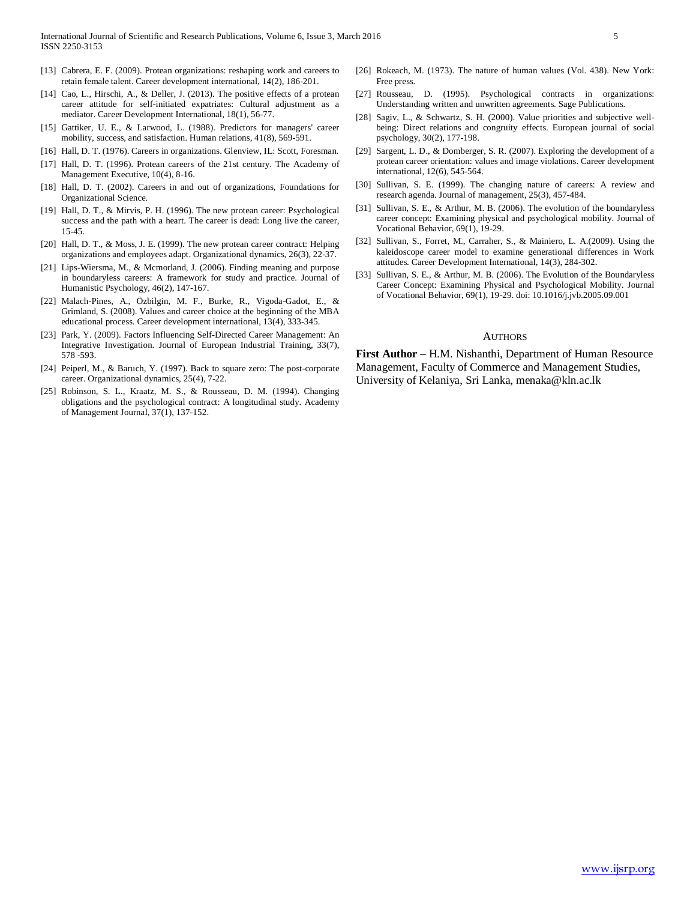[13] Cabrera, E. F. (2009). Protean organizations: reshaping work and careers to retain female talent. Career development international, 14(2), 186-201.

[14] Cao, L., Hirschi, A., & Deller, J. (2013). The positive effects of a protean career attitude for self-initiated expatriates: Cultural adjustment as a mediator. Career Development International, 18(1), 56-77.

[15] Gattiker, U. E., & Larwood, L. (1988). Predictors for managers' career mobility, success, and satisfaction. Human relations, 41(8), 569-591.

[16] Hall, D. T. (1976). Careers in organizations. Glenview, IL: Scott, Foresman.

[17] Hall, D. T. (1996). Protean careers of the 21st century. The Academy of Management Executive, 10(4), 8-16.

[18] Hall, D. T. (2002). Careers in and out of organizations, Foundations for Organizational Science.

[19] Hall, D. T., & Mirvis, P. H. (1996). The new protean career: Psychological success and the path with a heart. The career is dead: Long live the career, 15-45.

[20] Hall, D. T., & Moss, J. E. (1999). The new protean career contract: Helping organizations and employees adapt. Organizational dynamics, 26(3), 22-37.

[21] Lips-Wiersma, M., & Mcmorland, J. (2006). Finding meaning and purpose in boundaryless careers: A framework for study and practice. Journal of Humanistic Psychology, 46(2), 147-167.

[22] Malach-Pines, A., Özbilgin, M. F., Burke, R., Vigoda-Gadot, E., & Grimland, S. (2008). Values and career choice at the beginning of the MBA educational process. Career development international, 13(4), 333-345.

[23] Park, Y. (2009). Factors Influencing Self-Directed Career Management: An Integrative Investigation. Journal of European Industrial Training, 33(7), 578 -593.

[24] Peiperl, M., & Baruch, Y. (1997). Back to square zero: The post-corporate career. Organizational dynamics, 25(4), 7-22.

[25] Robinson, S. L., Kraatz, M. S., & Rousseau, D. M. (1994). Changing obligations and the psychological contract: A longitudinal study. Academy of Management Journal, 37(1), 137-152.

[26] Rokeach, M. (1973). The nature of human values (Vol. 438). New York: Free press.

[27] Rousseau, D. (1995). Psychological contracts in organizations: Understanding written and unwritten agreements. Sage Publications.

[28] Sagiv, L., & Schwartz, S. H. (2000). Value priorities and subjective well-being: Direct relations and congruity effects. European journal of social psychology, 30(2), 177-198.

[29] Sargent, L. D., & Domberger, S. R. (2007). Exploring the development of a protean career orientation: values and image violations. Career development international, 12(6), 545-564.

[30] Sullivan, S. E. (1999). The changing nature of careers: A review and research agenda. Journal of management, 25(3), 457-484.

[31] Sullivan, S. E., & Arthur, M. B. (2006). The evolution of the boundaryless career concept: Examining physical and psychological mobility. Journal of Vocational Behavior, 69(1), 19-29.

[32] Sullivan, S., Forret, M., Carraher, S., & Mainiero, L. A.(2009). Using the kaleidoscope career model to examine generational differences in Work attitudes. Career Development International, 14(3), 284-302.

[33] Sullivan, S. E., & Arthur, M. B. (2006). The Evolution of the Boundaryless Career Concept: Examining Physical and Psychological Mobility. Journal of Vocational Behavior, 69(1), 19-29. doi: 10.1016/j.jvb.2005.09.001

## Authors

**First Author** – H.M. Nishanthi, Department of Human Resource Management, Faculty of Commerce and Management Studies, University of Kelaniya, Sri Lanka, menaka@kln.ac.lk